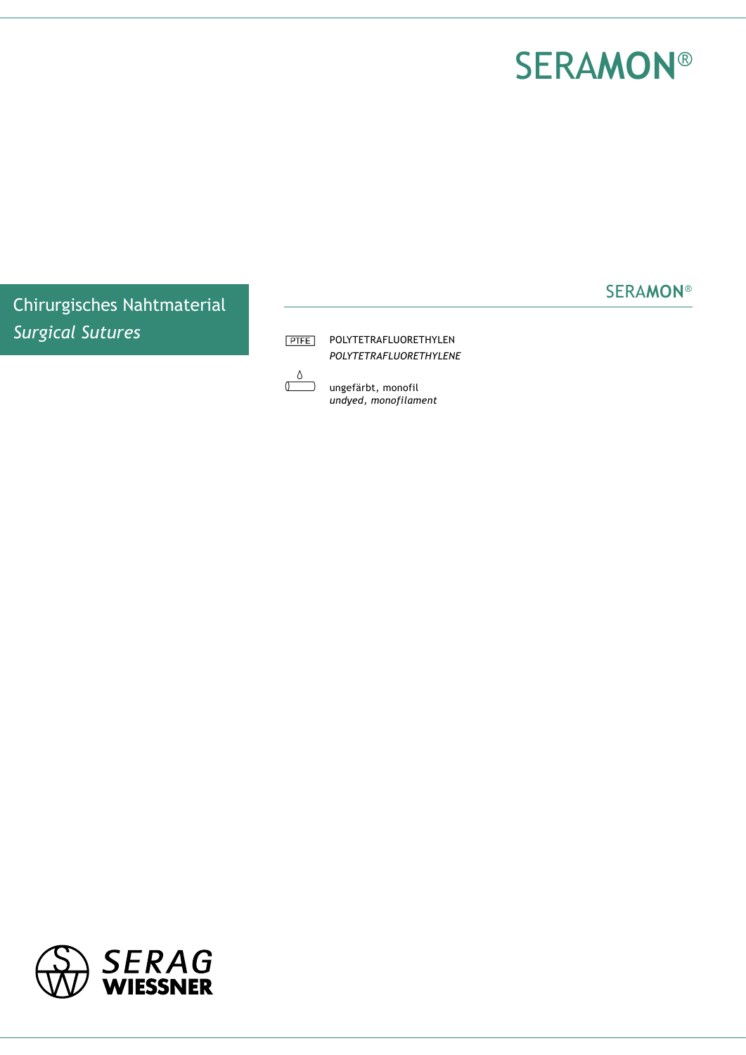# SERAMON®

Chirurgisches Nahtmaterial
*Surgical Sutures*

## SERAMON®

PTFE — POLYTETRAFLUORETHYLEN
*POLYTETRAFLUORETHYLENE*

ungefärbt, monofil
*undyed, monofilament*

SERAG WIESSNER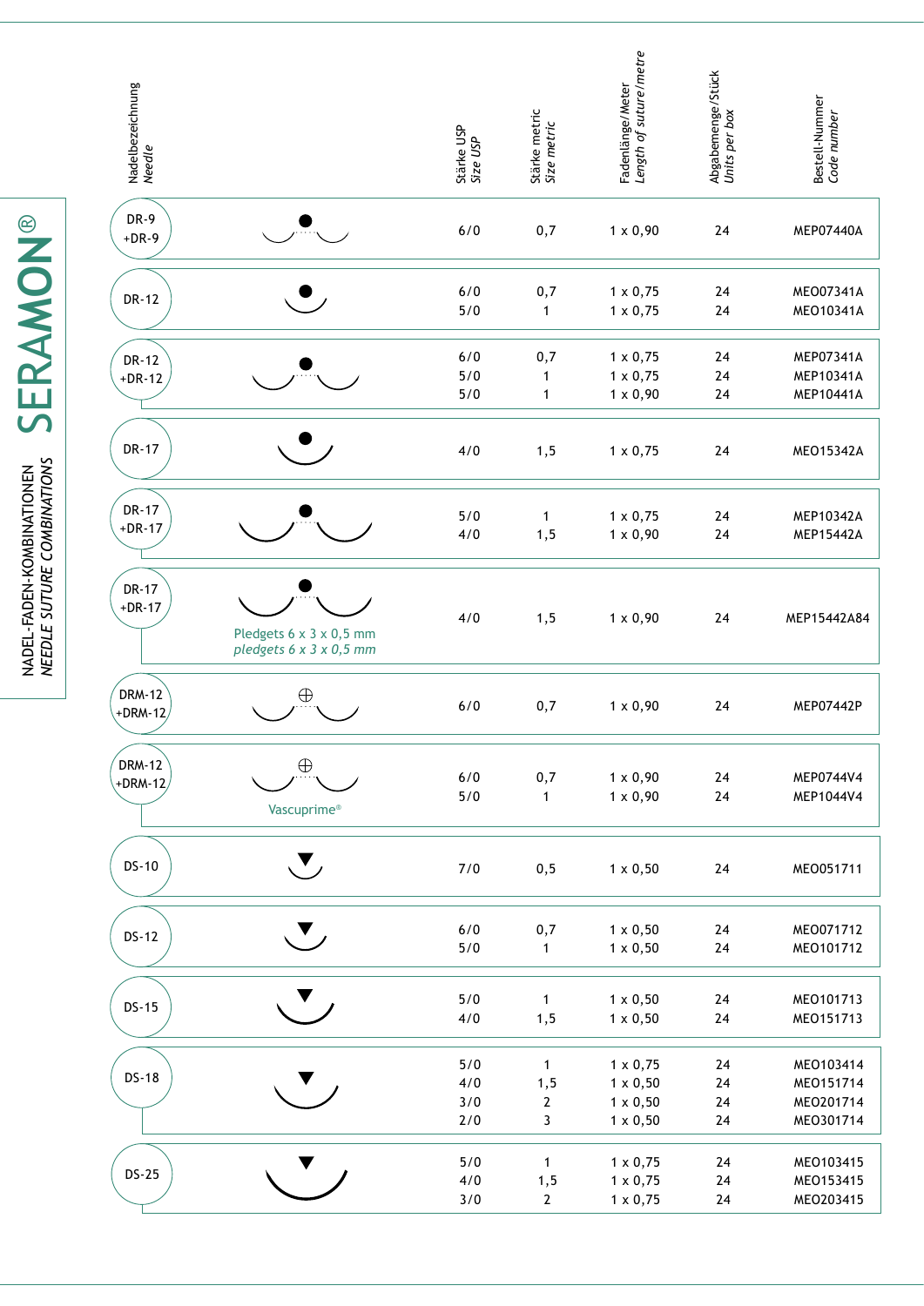# SERAMON®

NADEL-FADEN-KOMBINATIONEN
*NEEDLE SUTURE COMBINATIONS*

| Nadelbezeichnung *Needle* | | Stärke USP *Size USP* | Stärke metric *Size metric* | Fadenlänge/Meter *Length of suture/metre* | Abgabemenge/Stück *Units per box* | Bestell-Nummer *Code number* |
|---|---|---|---|---|---|---|
| DR-9 +DR-9 | | 6/0 | 0,7 | 1 x 0,90 | 24 | MEP07440A |
| DR-12 | | 6/0 | 0,7 | 1 x 0,75 | 24 | MEO07341A |
| | | 5/0 | 1 | 1 x 0,75 | 24 | MEO10341A |
| DR-12 +DR-12 | | 6/0 | 0,7 | 1 x 0,75 | 24 | MEP07341A |
| | | 5/0 | 1 | 1 x 0,75 | 24 | MEP10341A |
| | | 5/0 | 1 | 1 x 0,90 | 24 | MEP10441A |
| DR-17 | | 4/0 | 1,5 | 1 x 0,75 | 24 | MEO15342A |
| DR-17 +DR-17 | | 5/0 | 1 | 1 x 0,75 | 24 | MEP10342A |
| | | 4/0 | 1,5 | 1 x 0,90 | 24 | MEP15442A |
| DR-17 +DR-17 | Pledgets 6 x 3 x 0,5 mm *pledgets 6 x 3 x 0,5 mm* | 4/0 | 1,5 | 1 x 0,90 | 24 | MEP15442A84 |
| DRM-12 +DRM-12 | | 6/0 | 0,7 | 1 x 0,90 | 24 | MEP07442P |
| DRM-12 +DRM-12 | Vascuprime® | 6/0 | 0,7 | 1 x 0,90 | 24 | MEP0744V4 |
| | | 5/0 | 1 | 1 x 0,90 | 24 | MEP1044V4 |
| DS-10 | | 7/0 | 0,5 | 1 x 0,50 | 24 | MEO051711 |
| DS-12 | | 6/0 | 0,7 | 1 x 0,50 | 24 | MEO071712 |
| | | 5/0 | 1 | 1 x 0,50 | 24 | MEO101712 |
| DS-15 | | 5/0 | 1 | 1 x 0,50 | 24 | MEO101713 |
| | | 4/0 | 1,5 | 1 x 0,50 | 24 | MEO151713 |
| DS-18 | | 5/0 | 1 | 1 x 0,75 | 24 | MEO103414 |
| | | 4/0 | 1,5 | 1 x 0,50 | 24 | MEO151714 |
| | | 3/0 | 2 | 1 x 0,50 | 24 | MEO201714 |
| | | 2/0 | 3 | 1 x 0,50 | 24 | MEO301714 |
| DS-25 | | 5/0 | 1 | 1 x 0,75 | 24 | MEO103415 |
| | | 4/0 | 1,5 | 1 x 0,75 | 24 | MEO153415 |
| | | 3/0 | 2 | 1 x 0,75 | 24 | MEO203415 |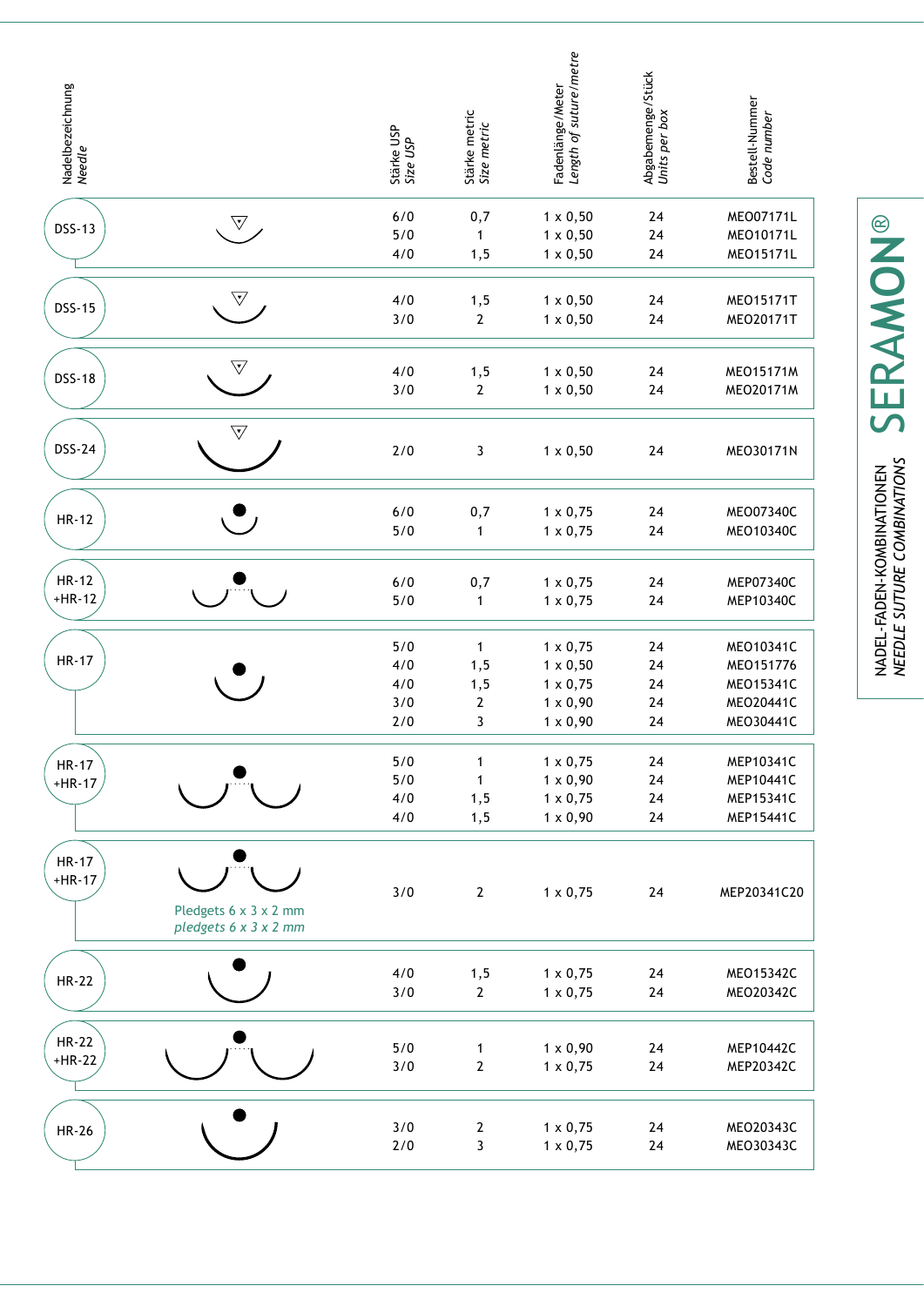SERAMON®

NADEL-FADEN-KOMBINATIONEN
*NEEDLE SUTURE COMBINATIONS*

| Nadelbezeichnung *Needle* | | Stärke USP *Size USP* | Stärke metric *Size metric* | Fadenlänge/Meter *Length of suture/metre* | Abgabemenge/Stück *Units per box* | Bestell-Nummer *Code number* |
|---|---|---|---|---|---|---|
| DSS-13 | | 6/0 | 0,7 | 1 x 0,50 | 24 | MEO07171L |
| | | 5/0 | 1 | 1 x 0,50 | 24 | MEO10171L |
| | | 4/0 | 1,5 | 1 x 0,50 | 24 | MEO15171L |
| DSS-15 | | 4/0 | 1,5 | 1 x 0,50 | 24 | MEO15171T |
| | | 3/0 | 2 | 1 x 0,50 | 24 | MEO20171T |
| DSS-18 | | 4/0 | 1,5 | 1 x 0,50 | 24 | MEO15171M |
| | | 3/0 | 2 | 1 x 0,50 | 24 | MEO20171M |
| DSS-24 | | 2/0 | 3 | 1 x 0,50 | 24 | MEO30171N |
| HR-12 | | 6/0 | 0,7 | 1 x 0,75 | 24 | MEO07340C |
| | | 5/0 | 1 | 1 x 0,75 | 24 | MEO10340C |
| HR-12 +HR-12 | | 6/0 | 0,7 | 1 x 0,75 | 24 | MEP07340C |
| | | 5/0 | 1 | 1 x 0,75 | 24 | MEP10340C |
| HR-17 | | 5/0 | 1 | 1 x 0,75 | 24 | MEO10341C |
| | | 4/0 | 1,5 | 1 x 0,50 | 24 | MEO151776 |
| | | 4/0 | 1,5 | 1 x 0,75 | 24 | MEO15341C |
| | | 3/0 | 2 | 1 x 0,90 | 24 | MEO20441C |
| | | 2/0 | 3 | 1 x 0,90 | 24 | MEO30441C |
| HR-17 +HR-17 | | 5/0 | 1 | 1 x 0,75 | 24 | MEP10341C |
| | | 5/0 | 1 | 1 x 0,90 | 24 | MEP10441C |
| | | 4/0 | 1,5 | 1 x 0,75 | 24 | MEP15341C |
| | | 4/0 | 1,5 | 1 x 0,90 | 24 | MEP15441C |
| HR-17 +HR-17 | Pledgets 6 x 3 x 2 mm *pledgets 6 x 3 x 2 mm* | 3/0 | 2 | 1 x 0,75 | 24 | MEP20341C20 |
| HR-22 | | 4/0 | 1,5 | 1 x 0,75 | 24 | MEO15342C |
| | | 3/0 | 2 | 1 x 0,75 | 24 | MEO20342C |
| HR-22 +HR-22 | | 5/0 | 1 | 1 x 0,90 | 24 | MEP10442C |
| | | 3/0 | 2 | 1 x 0,75 | 24 | MEP20342C |
| HR-26 | | 3/0 | 2 | 1 x 0,75 | 24 | MEO20343C |
| | | 2/0 | 3 | 1 x 0,75 | 24 | MEO30343C |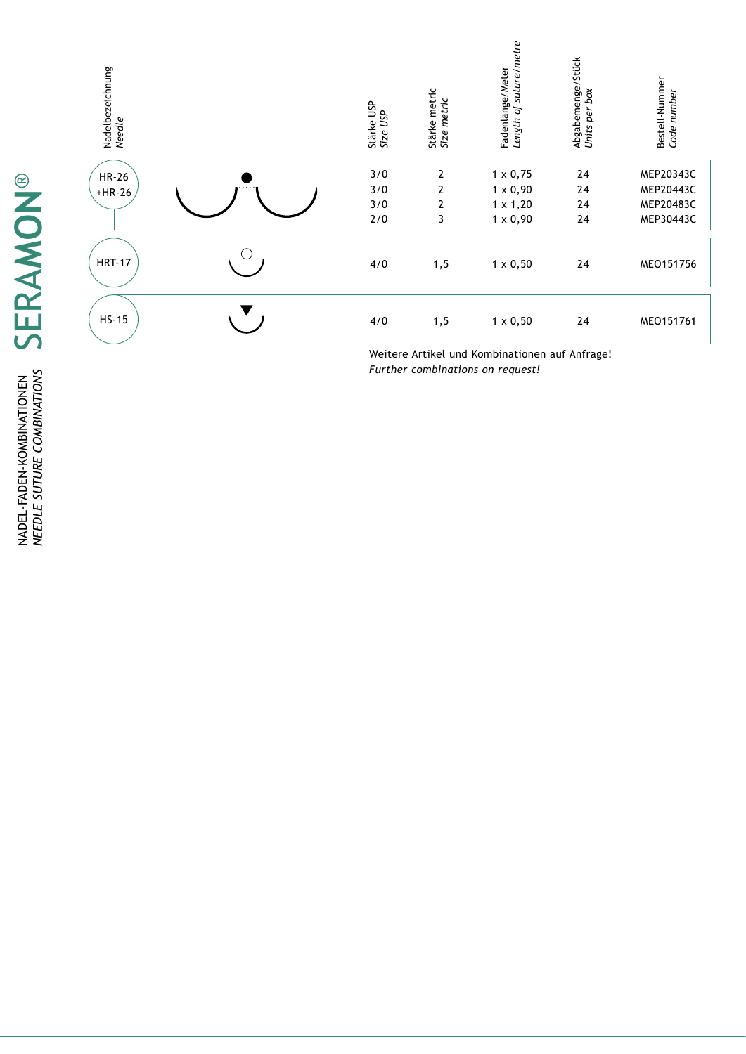SERAMON®

NADEL-FADEN-KOMBINATIONEN
*NEEDLE SUTURE COMBINATIONS*

| Nadelbezeichnung *Needle* | Stärke USP *Size USP* | Stärke metric *Size metric* | Fadenlänge/Meter *Length of suture/metre* | Abgabemenge/Stück *Units per box* | Bestell-Nummer *Code number* |
|---|---|---|---|---|---|
| HR-26 +HR-26 | 3/0 | 2 | 1 x 0,75 | 24 | MEP20343C |
| | 3/0 | 2 | 1 x 0,90 | 24 | MEP20443C |
| | 3/0 | 2 | 1 x 1,20 | 24 | MEP20483C |
| | 2/0 | 3 | 1 x 0,90 | 24 | MEP30443C |
| HRT-17 | 4/0 | 1,5 | 1 x 0,50 | 24 | ME0151756 |
| HS-15 | 4/0 | 1,5 | 1 x 0,50 | 24 | ME0151761 |

Weitere Artikel und Kombinationen auf Anfrage!
*Further combinations on request!*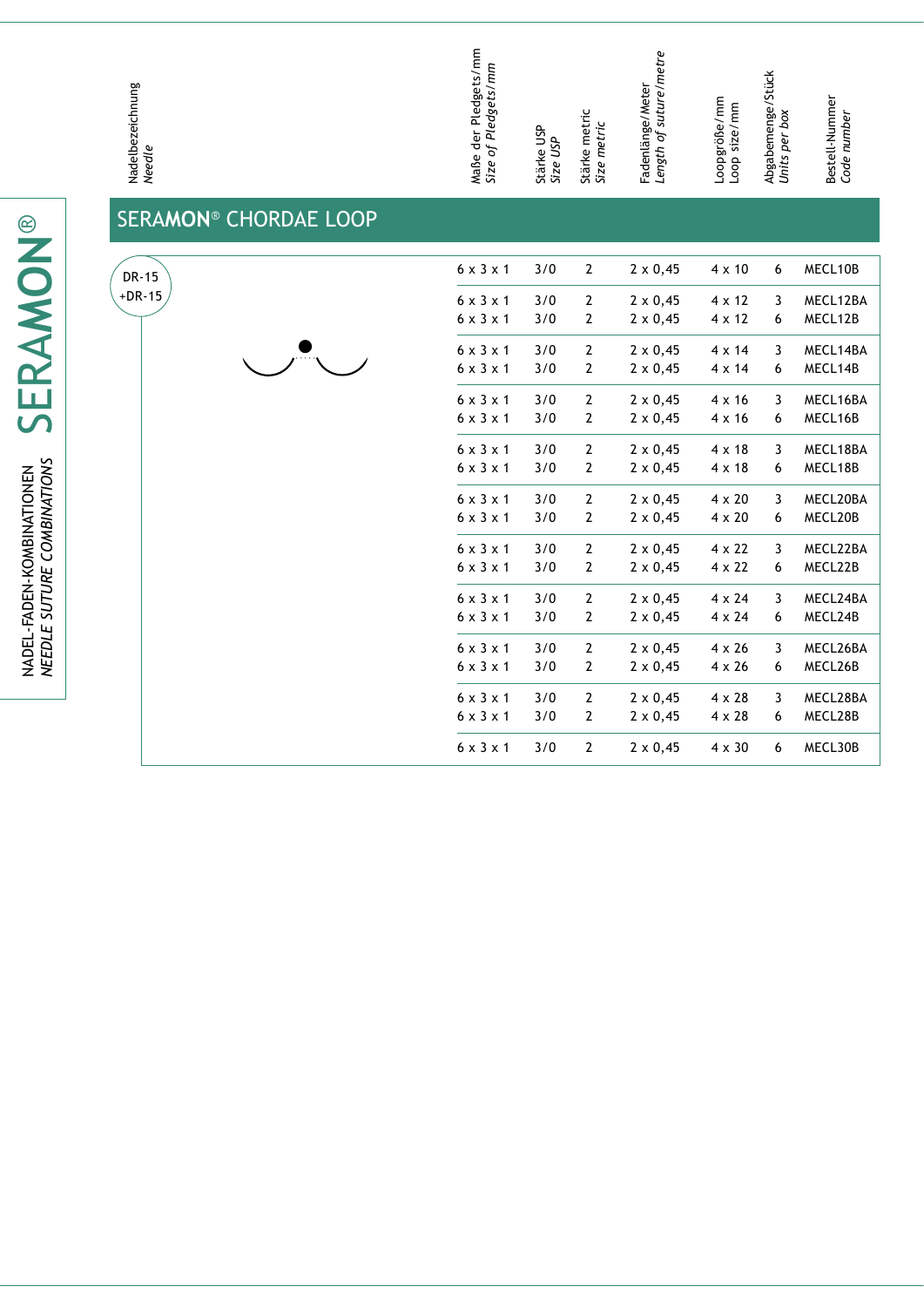SERAMON®

NADEL-FADEN-KOMBINATIONEN
*NEEDLE SUTURE COMBINATIONS*

## SERAMON® CHORDAE LOOP

| Nadelbezeichnung *Needle* | Maße der Pledgets/mm *Size of Pledgets/mm* | Stärke USP *Size USP* | Stärke metric *Size metric* | Fadenlänge/Meter *Length of suture/metre* | Loopgröße/mm *Loop size/mm* | Abgabemenge/Stück *Units per box* | Bestell-Nummer *Code number* |
|---|---|---|---|---|---|---|---|
| DR-15 +DR-15 | 6 x 3 x 1 | 3/0 | 2 | 2 x 0,45 | 4 x 10 | 6 | MECL10B |
| | 6 x 3 x 1 | 3/0 | 2 | 2 x 0,45 | 4 x 12 | 3 | MECL12BA |
| | 6 x 3 x 1 | 3/0 | 2 | 2 x 0,45 | 4 x 12 | 6 | MECL12B |
| | 6 x 3 x 1 | 3/0 | 2 | 2 x 0,45 | 4 x 14 | 3 | MECL14BA |
| | 6 x 3 x 1 | 3/0 | 2 | 2 x 0,45 | 4 x 14 | 6 | MECL14B |
| | 6 x 3 x 1 | 3/0 | 2 | 2 x 0,45 | 4 x 16 | 3 | MECL16BA |
| | 6 x 3 x 1 | 3/0 | 2 | 2 x 0,45 | 4 x 16 | 6 | MECL16B |
| | 6 x 3 x 1 | 3/0 | 2 | 2 x 0,45 | 4 x 18 | 3 | MECL18BA |
| | 6 x 3 x 1 | 3/0 | 2 | 2 x 0,45 | 4 x 18 | 6 | MECL18B |
| | 6 x 3 x 1 | 3/0 | 2 | 2 x 0,45 | 4 x 20 | 3 | MECL20BA |
| | 6 x 3 x 1 | 3/0 | 2 | 2 x 0,45 | 4 x 20 | 6 | MECL20B |
| | 6 x 3 x 1 | 3/0 | 2 | 2 x 0,45 | 4 x 22 | 3 | MECL22BA |
| | 6 x 3 x 1 | 3/0 | 2 | 2 x 0,45 | 4 x 22 | 6 | MECL22B |
| | 6 x 3 x 1 | 3/0 | 2 | 2 x 0,45 | 4 x 24 | 3 | MECL24BA |
| | 6 x 3 x 1 | 3/0 | 2 | 2 x 0,45 | 4 x 24 | 6 | MECL24B |
| | 6 x 3 x 1 | 3/0 | 2 | 2 x 0,45 | 4 x 26 | 3 | MECL26BA |
| | 6 x 3 x 1 | 3/0 | 2 | 2 x 0,45 | 4 x 26 | 6 | MECL26B |
| | 6 x 3 x 1 | 3/0 | 2 | 2 x 0,45 | 4 x 28 | 3 | MECL28BA |
| | 6 x 3 x 1 | 3/0 | 2 | 2 x 0,45 | 4 x 28 | 6 | MECL28B |
| | 6 x 3 x 1 | 3/0 | 2 | 2 x 0,45 | 4 x 30 | 6 | MECL30B |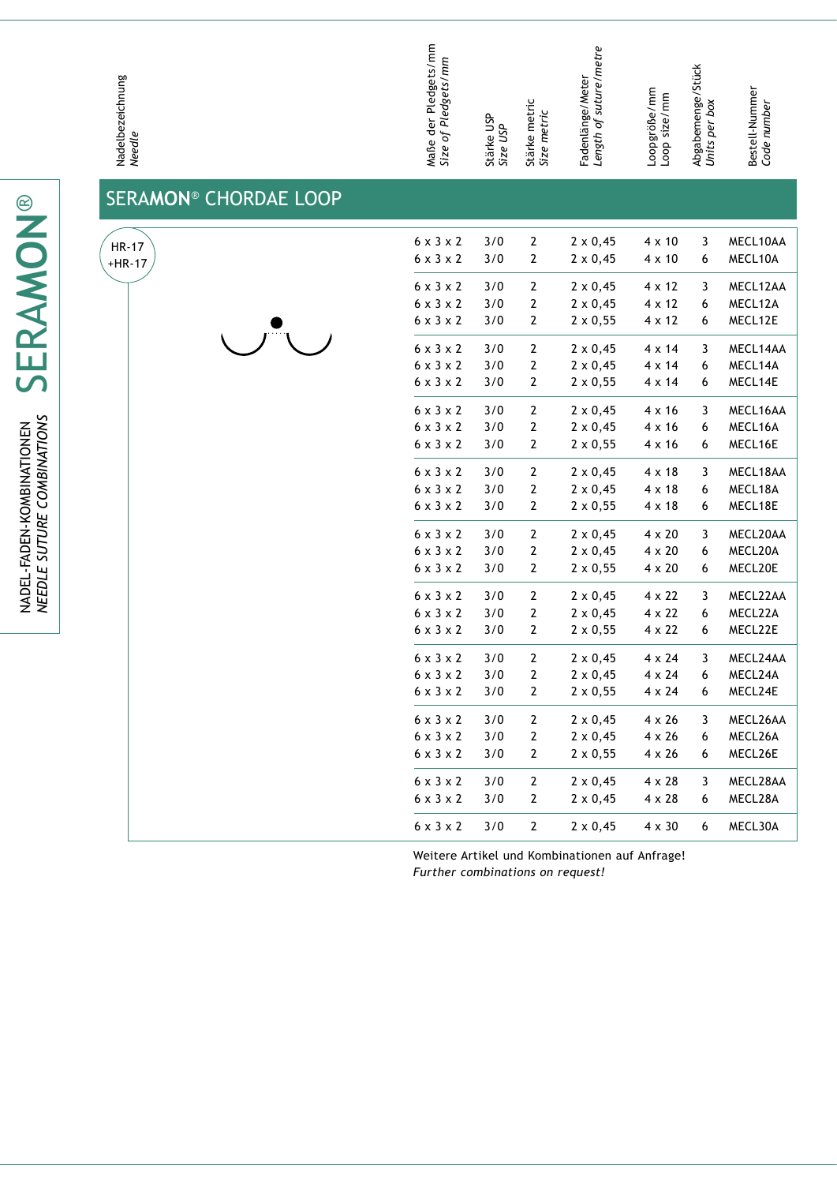## SERAMON® CHORDAE LOOP

| Nadelbezeichnung *Needle* | Maße der Pledgets/mm *Size of Pledgets/mm* | Stärke USP *Size USP* | Stärke metric *Size metric* | Fadenlänge/Meter *Length of suture/metre* | Loopgröße/mm *Loop size/mm* | Abgabemenge/Stück *Units per box* | Bestell-Nummer *Code number* |
|---|---|---|---|---|---|---|---|
| HR-17 +HR-17 | 6 x 3 x 2 | 3/0 | 2 | 2 x 0,45 | 4 x 10 | 3 | MECL10AA |
| | 6 x 3 x 2 | 3/0 | 2 | 2 x 0,45 | 4 x 10 | 6 | MECL10A |
| | 6 x 3 x 2 | 3/0 | 2 | 2 x 0,45 | 4 x 12 | 3 | MECL12AA |
| | 6 x 3 x 2 | 3/0 | 2 | 2 x 0,45 | 4 x 12 | 6 | MECL12A |
| | 6 x 3 x 2 | 3/0 | 2 | 2 x 0,55 | 4 x 12 | 6 | MECL12E |
| | 6 x 3 x 2 | 3/0 | 2 | 2 x 0,45 | 4 x 14 | 3 | MECL14AA |
| | 6 x 3 x 2 | 3/0 | 2 | 2 x 0,45 | 4 x 14 | 6 | MECL14A |
| | 6 x 3 x 2 | 3/0 | 2 | 2 x 0,55 | 4 x 14 | 6 | MECL14E |
| | 6 x 3 x 2 | 3/0 | 2 | 2 x 0,45 | 4 x 16 | 3 | MECL16AA |
| | 6 x 3 x 2 | 3/0 | 2 | 2 x 0,45 | 4 x 16 | 6 | MECL16A |
| | 6 x 3 x 2 | 3/0 | 2 | 2 x 0,55 | 4 x 16 | 6 | MECL16E |
| | 6 x 3 x 2 | 3/0 | 2 | 2 x 0,45 | 4 x 18 | 3 | MECL18AA |
| | 6 x 3 x 2 | 3/0 | 2 | 2 x 0,45 | 4 x 18 | 6 | MECL18A |
| | 6 x 3 x 2 | 3/0 | 2 | 2 x 0,55 | 4 x 18 | 6 | MECL18E |
| | 6 x 3 x 2 | 3/0 | 2 | 2 x 0,45 | 4 x 20 | 3 | MECL20AA |
| | 6 x 3 x 2 | 3/0 | 2 | 2 x 0,45 | 4 x 20 | 6 | MECL20A |
| | 6 x 3 x 2 | 3/0 | 2 | 2 x 0,55 | 4 x 20 | 6 | MECL20E |
| | 6 x 3 x 2 | 3/0 | 2 | 2 x 0,45 | 4 x 22 | 3 | MECL22AA |
| | 6 x 3 x 2 | 3/0 | 2 | 2 x 0,45 | 4 x 22 | 6 | MECL22A |
| | 6 x 3 x 2 | 3/0 | 2 | 2 x 0,55 | 4 x 22 | 6 | MECL22E |
| | 6 x 3 x 2 | 3/0 | 2 | 2 x 0,45 | 4 x 24 | 3 | MECL24AA |
| | 6 x 3 x 2 | 3/0 | 2 | 2 x 0,45 | 4 x 24 | 6 | MECL24A |
| | 6 x 3 x 2 | 3/0 | 2 | 2 x 0,55 | 4 x 24 | 6 | MECL24E |
| | 6 x 3 x 2 | 3/0 | 2 | 2 x 0,45 | 4 x 26 | 3 | MECL26AA |
| | 6 x 3 x 2 | 3/0 | 2 | 2 x 0,45 | 4 x 26 | 6 | MECL26A |
| | 6 x 3 x 2 | 3/0 | 2 | 2 x 0,55 | 4 x 26 | 6 | MECL26E |
| | 6 x 3 x 2 | 3/0 | 2 | 2 x 0,45 | 4 x 28 | 3 | MECL28AA |
| | 6 x 3 x 2 | 3/0 | 2 | 2 x 0,45 | 4 x 28 | 6 | MECL28A |
| | 6 x 3 x 2 | 3/0 | 2 | 2 x 0,45 | 4 x 30 | 6 | MECL30A |

Weitere Artikel und Kombinationen auf Anfrage!
*Further combinations on request!*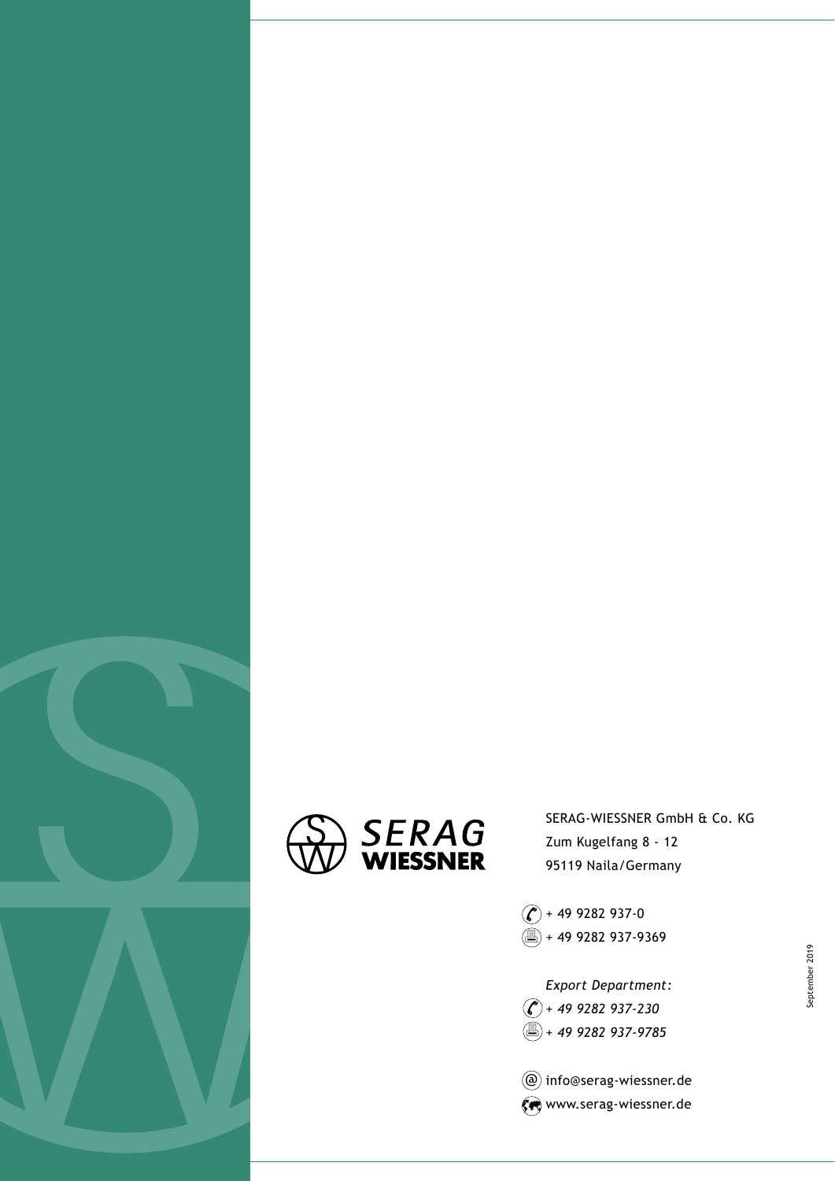SERAG WIESSNER

SERAG-WIESSNER GmbH & Co. KG
Zum Kugelfang 8 - 12
95119 Naila/Germany

+ 49 9282 937-0
+ 49 9282 937-9369

*Export Department:*
*+ 49 9282 937-230*
*+ 49 9282 937-9785*

info@serag-wiessner.de
www.serag-wiessner.de

September 2019